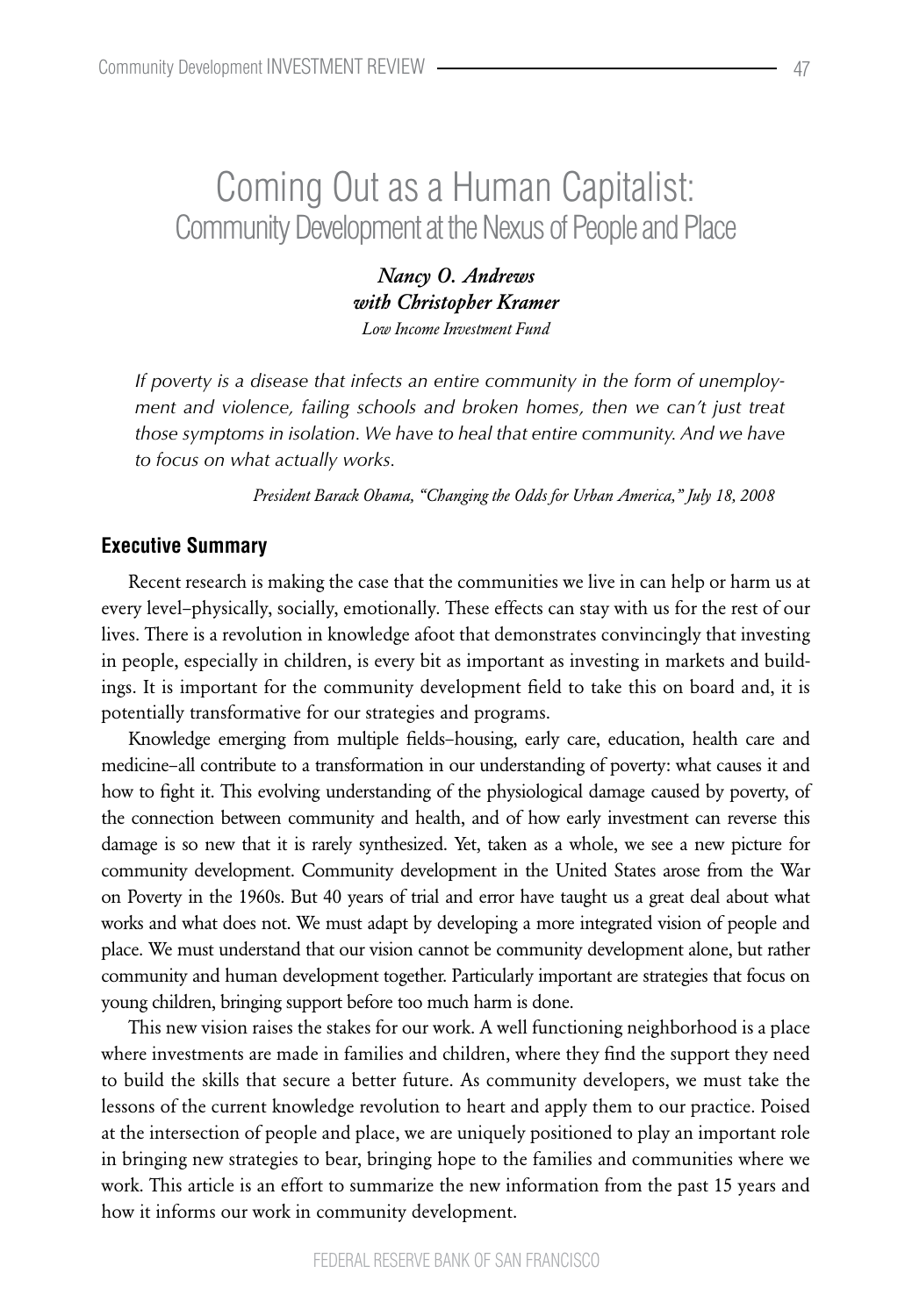# Coming Out as a Human Capitalist:
## Community Development at the Nexus of People and Place

***Nancy O. Andrews***
***with Christopher Kramer***
*Low Income Investment Fund*

> *If poverty is a disease that infects an entire community in the form of unemployment and violence, failing schools and broken homes, then we can't just treat those symptoms in isolation. We have to heal that entire community. And we have to focus on what actually works.*
>
> *President Barack Obama, "Changing the Odds for Urban America," July 18, 2008*

### Executive Summary

Recent research is making the case that the communities we live in can help or harm us at every level–physically, socially, emotionally. These effects can stay with us for the rest of our lives. There is a revolution in knowledge afoot that demonstrates convincingly that investing in people, especially in children, is every bit as important as investing in markets and buildings. It is important for the community development field to take this on board and, it is potentially transformative for our strategies and programs.

Knowledge emerging from multiple fields–housing, early care, education, health care and medicine–all contribute to a transformation in our understanding of poverty: what causes it and how to fight it. This evolving understanding of the physiological damage caused by poverty, of the connection between community and health, and of how early investment can reverse this damage is so new that it is rarely synthesized. Yet, taken as a whole, we see a new picture for community development. Community development in the United States arose from the War on Poverty in the 1960s. But 40 years of trial and error have taught us a great deal about what works and what does not. We must adapt by developing a more integrated vision of people and place. We must understand that our vision cannot be community development alone, but rather community and human development together. Particularly important are strategies that focus on young children, bringing support before too much harm is done.

This new vision raises the stakes for our work. A well functioning neighborhood is a place where investments are made in families and children, where they find the support they need to build the skills that secure a better future. As community developers, we must take the lessons of the current knowledge revolution to heart and apply them to our practice. Poised at the intersection of people and place, we are uniquely positioned to play an important role in bringing new strategies to bear, bringing hope to the families and communities where we work. This article is an effort to summarize the new information from the past 15 years and how it informs our work in community development.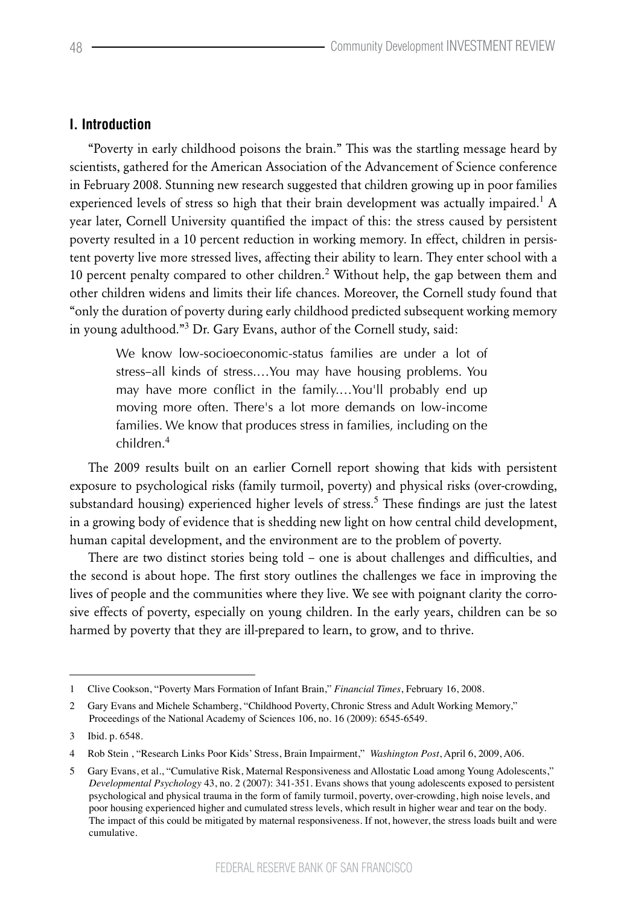## I. Introduction

"Poverty in early childhood poisons the brain." This was the startling message heard by scientists, gathered for the American Association of the Advancement of Science conference in February 2008. Stunning new research suggested that children growing up in poor families experienced levels of stress so high that their brain development was actually impaired.[1] A year later, Cornell University quantified the impact of this: the stress caused by persistent poverty resulted in a 10 percent reduction in working memory. In effect, children in persistent poverty live more stressed lives, affecting their ability to learn. They enter school with a 10 percent penalty compared to other children.[2] Without help, the gap between them and other children widens and limits their life chances. Moreover, the Cornell study found that "only the duration of poverty during early childhood predicted subsequent working memory in young adulthood."[3] Dr. Gary Evans, author of the Cornell study, said:

> We know low-socioeconomic-status families are under a lot of stress–all kinds of stress.…You may have housing problems. You may have more conflict in the family.…You'll probably end up moving more often. There's a lot more demands on low-income families. We know that produces stress in families, including on the children.[4]

The 2009 results built on an earlier Cornell report showing that kids with persistent exposure to psychological risks (family turmoil, poverty) and physical risks (over-crowding, substandard housing) experienced higher levels of stress.[5] These findings are just the latest in a growing body of evidence that is shedding new light on how central child development, human capital development, and the environment are to the problem of poverty.

There are two distinct stories being told – one is about challenges and difficulties, and the second is about hope. The first story outlines the challenges we face in improving the lives of people and the communities where they live. We see with poignant clarity the corrosive effects of poverty, especially on young children. In the early years, children can be so harmed by poverty that they are ill-prepared to learn, to grow, and to thrive.

---

1 Clive Cookson, "Poverty Mars Formation of Infant Brain," *Financial Times*, February 16, 2008.

2 Gary Evans and Michele Schamberg, "Childhood Poverty, Chronic Stress and Adult Working Memory," Proceedings of the National Academy of Sciences 106, no. 16 (2009): 6545-6549.

3 Ibid. p. 6548.

4 Rob Stein , "Research Links Poor Kids' Stress, Brain Impairment," *Washington Post*, April 6, 2009, A06.

5 Gary Evans, et al., "Cumulative Risk, Maternal Responsiveness and Allostatic Load among Young Adolescents," *Developmental Psychology* 43, no. 2 (2007): 341-351. Evans shows that young adolescents exposed to persistent psychological and physical trauma in the form of family turmoil, poverty, over-crowding, high noise levels, and poor housing experienced higher and cumulated stress levels, which result in higher wear and tear on the body. The impact of this could be mitigated by maternal responsiveness. If not, however, the stress loads built and were cumulative.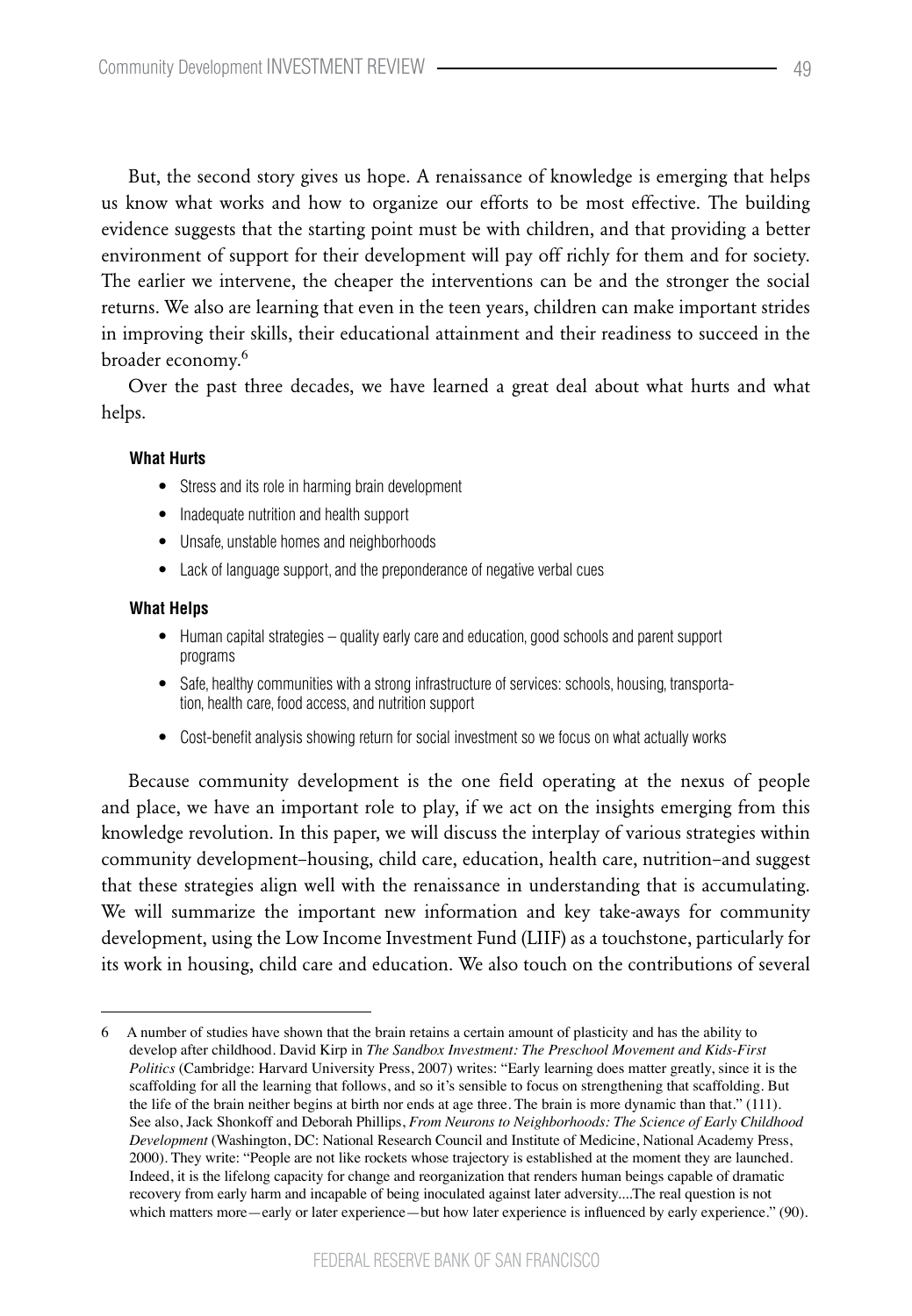But, the second story gives us hope. A renaissance of knowledge is emerging that helps us know what works and how to organize our efforts to be most effective. The building evidence suggests that the starting point must be with children, and that providing a better environment of support for their development will pay off richly for them and for society. The earlier we intervene, the cheaper the interventions can be and the stronger the social returns. We also are learning that even in the teen years, children can make important strides in improving their skills, their educational attainment and their readiness to succeed in the broader economy.[6]

Over the past three decades, we have learned a great deal about what hurts and what helps.

**What Hurts**

- Stress and its role in harming brain development
- Inadequate nutrition and health support
- Unsafe, unstable homes and neighborhoods
- Lack of language support, and the preponderance of negative verbal cues

**What Helps**

- Human capital strategies – quality early care and education, good schools and parent support programs
- Safe, healthy communities with a strong infrastructure of services: schools, housing, transportation, health care, food access, and nutrition support
- Cost-benefit analysis showing return for social investment so we focus on what actually works

Because community development is the one field operating at the nexus of people and place, we have an important role to play, if we act on the insights emerging from this knowledge revolution. In this paper, we will discuss the interplay of various strategies within community development–housing, child care, education, health care, nutrition–and suggest that these strategies align well with the renaissance in understanding that is accumulating. We will summarize the important new information and key take-aways for community development, using the Low Income Investment Fund (LIIF) as a touchstone, particularly for its work in housing, child care and education. We also touch on the contributions of several

---

6 A number of studies have shown that the brain retains a certain amount of plasticity and has the ability to develop after childhood. David Kirp in *The Sandbox Investment: The Preschool Movement and Kids-First Politics* (Cambridge: Harvard University Press, 2007) writes: "Early learning does matter greatly, since it is the scaffolding for all the learning that follows, and so it's sensible to focus on strengthening that scaffolding. But the life of the brain neither begins at birth nor ends at age three. The brain is more dynamic than that." (111). See also, Jack Shonkoff and Deborah Phillips, *From Neurons to Neighborhoods: The Science of Early Childhood Development* (Washington, DC: National Research Council and Institute of Medicine, National Academy Press, 2000). They write: "People are not like rockets whose trajectory is established at the moment they are launched. Indeed, it is the lifelong capacity for change and reorganization that renders human beings capable of dramatic recovery from early harm and incapable of being inoculated against later adversity....The real question is not which matters more—early or later experience—but how later experience is influenced by early experience." (90).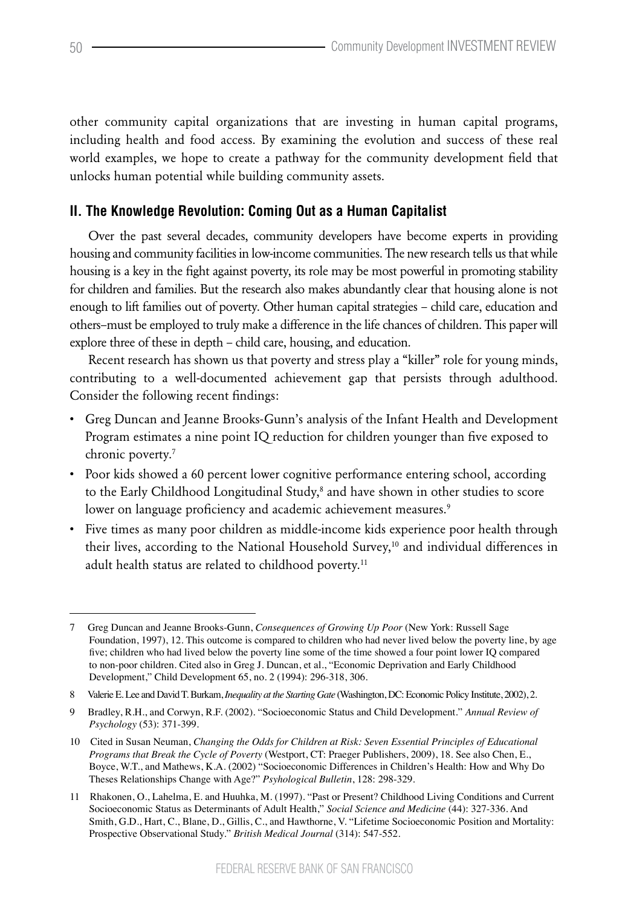other community capital organizations that are investing in human capital programs, including health and food access. By examining the evolution and success of these real world examples, we hope to create a pathway for the community development field that unlocks human potential while building community assets.

## II. The Knowledge Revolution: Coming Out as a Human Capitalist

Over the past several decades, community developers have become experts in providing housing and community facilities in low-income communities. The new research tells us that while housing is a key in the fight against poverty, its role may be most powerful in promoting stability for children and families. But the research also makes abundantly clear that housing alone is not enough to lift families out of poverty. Other human capital strategies – child care, education and others–must be employed to truly make a difference in the life chances of children. This paper will explore three of these in depth – child care, housing, and education.

Recent research has shown us that poverty and stress play a "killer" role for young minds, contributing to a well-documented achievement gap that persists through adulthood. Consider the following recent findings:

- Greg Duncan and Jeanne Brooks-Gunn's analysis of the Infant Health and Development Program estimates a nine point IQ reduction for children younger than five exposed to chronic poverty.[7]
- Poor kids showed a 60 percent lower cognitive performance entering school, according to the Early Childhood Longitudinal Study,[8] and have shown in other studies to score lower on language proficiency and academic achievement measures.[9]
- Five times as many poor children as middle-income kids experience poor health through their lives, according to the National Household Survey,[10] and individual differences in adult health status are related to childhood poverty.[11]

---

7 Greg Duncan and Jeanne Brooks-Gunn, *Consequences of Growing Up Poor* (New York: Russell Sage Foundation, 1997), 12. This outcome is compared to children who had never lived below the poverty line, by age five; children who had lived below the poverty line some of the time showed a four point lower IQ compared to non-poor children. Cited also in Greg J. Duncan, et al., "Economic Deprivation and Early Childhood Development," Child Development 65, no. 2 (1994): 296-318, 306.

8 Valerie E. Lee and David T. Burkam, *Inequality at the Starting Gate* (Washington, DC: Economic Policy Institute, 2002), 2.

9 Bradley, R.H., and Corwyn, R.F. (2002). "Socioeconomic Status and Child Development." *Annual Review of Psychology* (53): 371-399.

10 Cited in Susan Neuman, *Changing the Odds for Children at Risk: Seven Essential Principles of Educational Programs that Break the Cycle of Poverty* (Westport, CT: Praeger Publishers, 2009), 18. See also Chen, E., Boyce, W.T., and Mathews, K.A. (2002) "Socioeconomic Differences in Children's Health: How and Why Do Theses Relationships Change with Age?" *Psyhological Bulletin*, 128: 298-329.

11 Rhakonen, O., Lahelma, E. and Huuhka, M. (1997). "Past or Present? Childhood Living Conditions and Current Socioeconomic Status as Determinants of Adult Health," *Social Science and Medicine* (44): 327-336. And Smith, G.D., Hart, C., Blane, D., Gillis, C., and Hawthorne, V. "Lifetime Socioeconomic Position and Mortality: Prospective Observational Study." *British Medical Journal* (314): 547-552.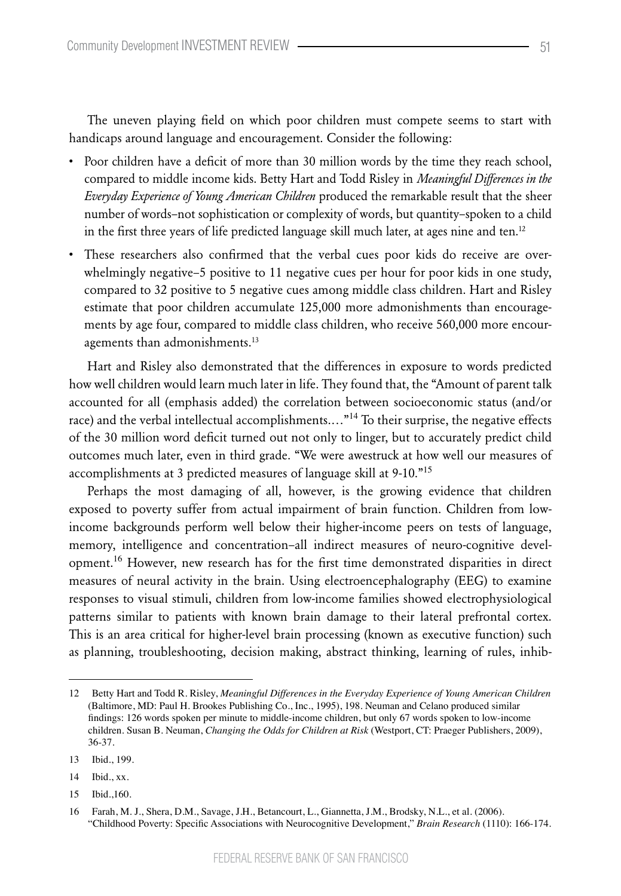The uneven playing field on which poor children must compete seems to start with handicaps around language and encouragement. Consider the following:

- Poor children have a deficit of more than 30 million words by the time they reach school, compared to middle income kids. Betty Hart and Todd Risley in *Meaningful Differences in the Everyday Experience of Young American Children* produced the remarkable result that the sheer number of words–not sophistication or complexity of words, but quantity–spoken to a child in the first three years of life predicted language skill much later, at ages nine and ten.[12]
- These researchers also confirmed that the verbal cues poor kids do receive are overwhelmingly negative–5 positive to 11 negative cues per hour for poor kids in one study, compared to 32 positive to 5 negative cues among middle class children. Hart and Risley estimate that poor children accumulate 125,000 more admonishments than encouragements by age four, compared to middle class children, who receive 560,000 more encouragements than admonishments.[13]

Hart and Risley also demonstrated that the differences in exposure to words predicted how well children would learn much later in life. They found that, the "Amount of parent talk accounted for all (emphasis added) the correlation between socioeconomic status (and/or race) and the verbal intellectual accomplishments.…"[14] To their surprise, the negative effects of the 30 million word deficit turned out not only to linger, but to accurately predict child outcomes much later, even in third grade. "We were awestruck at how well our measures of accomplishments at 3 predicted measures of language skill at 9-10."[15]

Perhaps the most damaging of all, however, is the growing evidence that children exposed to poverty suffer from actual impairment of brain function. Children from low-income backgrounds perform well below their higher-income peers on tests of language, memory, intelligence and concentration–all indirect measures of neuro-cognitive development.[16] However, new research has for the first time demonstrated disparities in direct measures of neural activity in the brain. Using electroencephalography (EEG) to examine responses to visual stimuli, children from low-income families showed electrophysiological patterns similar to patients with known brain damage to their lateral prefrontal cortex. This is an area critical for higher-level brain processing (known as executive function) such as planning, troubleshooting, decision making, abstract thinking, learning of rules, inhib-

---

12 Betty Hart and Todd R. Risley, *Meaningful Differences in the Everyday Experience of Young American Children* (Baltimore, MD: Paul H. Brookes Publishing Co., Inc., 1995), 198. Neuman and Celano produced similar findings: 126 words spoken per minute to middle-income children, but only 67 words spoken to low-income children. Susan B. Neuman, *Changing the Odds for Children at Risk* (Westport, CT: Praeger Publishers, 2009), 36-37.

13 Ibid., 199.

14 Ibid., xx.

15 Ibid.,160.

16 Farah, M. J., Shera, D.M., Savage, J.H., Betancourt, L., Giannetta, J.M., Brodsky, N.L., et al. (2006). "Childhood Poverty: Specific Associations with Neurocognitive Development," *Brain Research* (1110): 166-174.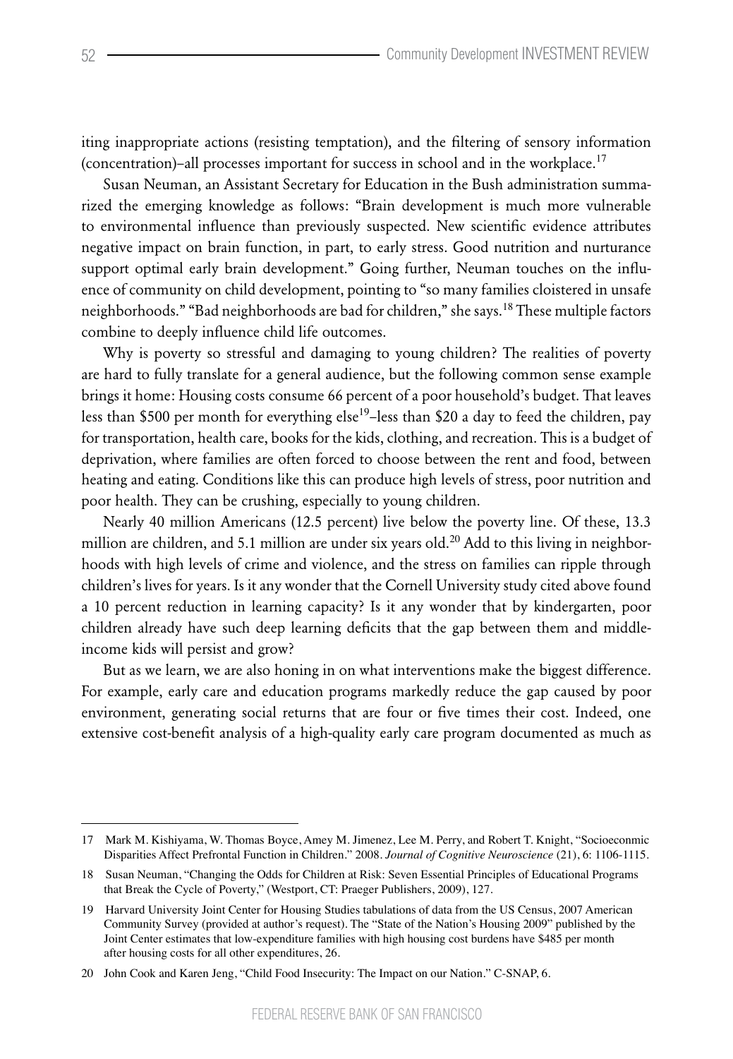iting inappropriate actions (resisting temptation), and the filtering of sensory information (concentration)–all processes important for success in school and in the workplace.[17]

Susan Neuman, an Assistant Secretary for Education in the Bush administration summarized the emerging knowledge as follows: "Brain development is much more vulnerable to environmental influence than previously suspected. New scientific evidence attributes negative impact on brain function, in part, to early stress. Good nutrition and nurturance support optimal early brain development." Going further, Neuman touches on the influence of community on child development, pointing to "so many families cloistered in unsafe neighborhoods." "Bad neighborhoods are bad for children," she says.[18] These multiple factors combine to deeply influence child life outcomes.

Why is poverty so stressful and damaging to young children? The realities of poverty are hard to fully translate for a general audience, but the following common sense example brings it home: Housing costs consume 66 percent of a poor household's budget. That leaves less than $500 per month for everything else[19]–less than $20 a day to feed the children, pay for transportation, health care, books for the kids, clothing, and recreation. This is a budget of deprivation, where families are often forced to choose between the rent and food, between heating and eating. Conditions like this can produce high levels of stress, poor nutrition and poor health. They can be crushing, especially to young children.

Nearly 40 million Americans (12.5 percent) live below the poverty line. Of these, 13.3 million are children, and 5.1 million are under six years old.[20] Add to this living in neighborhoods with high levels of crime and violence, and the stress on families can ripple through children's lives for years. Is it any wonder that the Cornell University study cited above found a 10 percent reduction in learning capacity? Is it any wonder that by kindergarten, poor children already have such deep learning deficits that the gap between them and middle-income kids will persist and grow?

But as we learn, we are also honing in on what interventions make the biggest difference. For example, early care and education programs markedly reduce the gap caused by poor environment, generating social returns that are four or five times their cost. Indeed, one extensive cost-benefit analysis of a high-quality early care program documented as much as

---

17 Mark M. Kishiyama, W. Thomas Boyce, Amey M. Jimenez, Lee M. Perry, and Robert T. Knight, "Socioeconmic Disparities Affect Prefrontal Function in Children." 2008. *Journal of Cognitive Neuroscience* (21), 6: 1106-1115.

18 Susan Neuman, "Changing the Odds for Children at Risk: Seven Essential Principles of Educational Programs that Break the Cycle of Poverty," (Westport, CT: Praeger Publishers, 2009), 127.

19 Harvard University Joint Center for Housing Studies tabulations of data from the US Census, 2007 American Community Survey (provided at author's request). The "State of the Nation's Housing 2009" published by the Joint Center estimates that low-expenditure families with high housing cost burdens have $485 per month after housing costs for all other expenditures, 26.

20 John Cook and Karen Jeng, "Child Food Insecurity: The Impact on our Nation." C-SNAP, 6.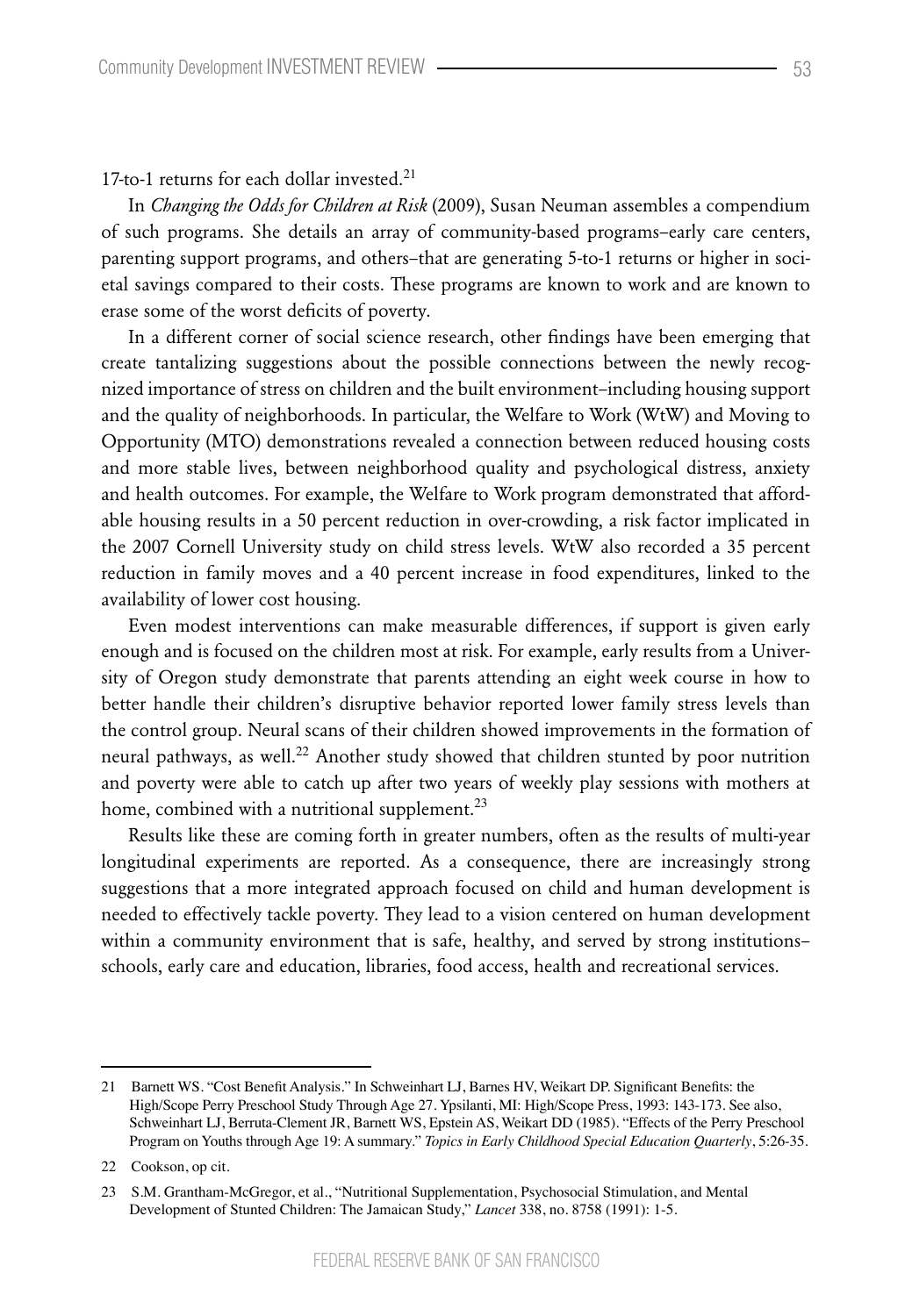17-to-1 returns for each dollar invested.[21]

In *Changing the Odds for Children at Risk* (2009), Susan Neuman assembles a compendium of such programs. She details an array of community-based programs–early care centers, parenting support programs, and others–that are generating 5-to-1 returns or higher in societal savings compared to their costs. These programs are known to work and are known to erase some of the worst deficits of poverty.

In a different corner of social science research, other findings have been emerging that create tantalizing suggestions about the possible connections between the newly recognized importance of stress on children and the built environment–including housing support and the quality of neighborhoods. In particular, the Welfare to Work (WtW) and Moving to Opportunity (MTO) demonstrations revealed a connection between reduced housing costs and more stable lives, between neighborhood quality and psychological distress, anxiety and health outcomes. For example, the Welfare to Work program demonstrated that affordable housing results in a 50 percent reduction in over-crowding, a risk factor implicated in the 2007 Cornell University study on child stress levels. WtW also recorded a 35 percent reduction in family moves and a 40 percent increase in food expenditures, linked to the availability of lower cost housing.

Even modest interventions can make measurable differences, if support is given early enough and is focused on the children most at risk. For example, early results from a University of Oregon study demonstrate that parents attending an eight week course in how to better handle their children's disruptive behavior reported lower family stress levels than the control group. Neural scans of their children showed improvements in the formation of neural pathways, as well.[22] Another study showed that children stunted by poor nutrition and poverty were able to catch up after two years of weekly play sessions with mothers at home, combined with a nutritional supplement.[23]

Results like these are coming forth in greater numbers, often as the results of multi-year longitudinal experiments are reported. As a consequence, there are increasingly strong suggestions that a more integrated approach focused on child and human development is needed to effectively tackle poverty. They lead to a vision centered on human development within a community environment that is safe, healthy, and served by strong institutions–schools, early care and education, libraries, food access, health and recreational services.

---

21 Barnett WS. "Cost Benefit Analysis." In Schweinhart LJ, Barnes HV, Weikart DP. Significant Benefits: the High/Scope Perry Preschool Study Through Age 27. Ypsilanti, MI: High/Scope Press, 1993: 143-173. See also, Schweinhart LJ, Berruta-Clement JR, Barnett WS, Epstein AS, Weikart DD (1985). "Effects of the Perry Preschool Program on Youths through Age 19: A summary." *Topics in Early Childhood Special Education Quarterly*, 5:26-35.

22 Cookson, op cit.

23 S.M. Grantham-McGregor, et al., "Nutritional Supplementation, Psychosocial Stimulation, and Mental Development of Stunted Children: The Jamaican Study," *Lancet* 338, no. 8758 (1991): 1-5.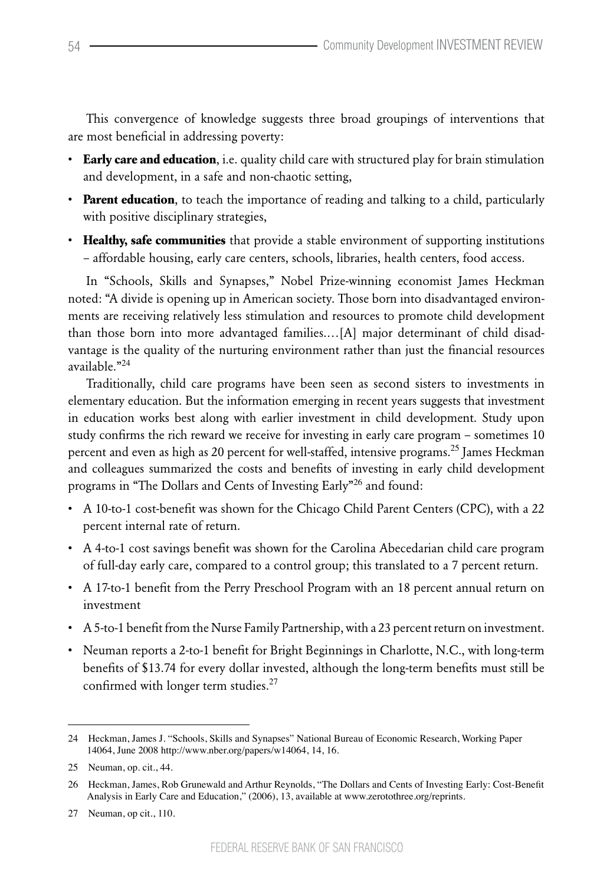This convergence of knowledge suggests three broad groupings of interventions that are most beneficial in addressing poverty:

- **Early care and education**, i.e. quality child care with structured play for brain stimulation and development, in a safe and non-chaotic setting,
- **Parent education**, to teach the importance of reading and talking to a child, particularly with positive disciplinary strategies,
- **Healthy, safe communities** that provide a stable environment of supporting institutions – affordable housing, early care centers, schools, libraries, health centers, food access.

In "Schools, Skills and Synapses," Nobel Prize-winning economist James Heckman noted: "A divide is opening up in American society. Those born into disadvantaged environments are receiving relatively less stimulation and resources to promote child development than those born into more advantaged families.…[A] major determinant of child disadvantage is the quality of the nurturing environment rather than just the financial resources available."[24]

Traditionally, child care programs have been seen as second sisters to investments in elementary education. But the information emerging in recent years suggests that investment in education works best along with earlier investment in child development. Study upon study confirms the rich reward we receive for investing in early care program – sometimes 10 percent and even as high as 20 percent for well-staffed, intensive programs.[25] James Heckman and colleagues summarized the costs and benefits of investing in early child development programs in "The Dollars and Cents of Investing Early"[26] and found:

- A 10-to-1 cost-benefit was shown for the Chicago Child Parent Centers (CPC), with a 22 percent internal rate of return.
- A 4-to-1 cost savings benefit was shown for the Carolina Abecedarian child care program of full-day early care, compared to a control group; this translated to a 7 percent return.
- A 17-to-1 benefit from the Perry Preschool Program with an 18 percent annual return on investment
- A 5-to-1 benefit from the Nurse Family Partnership, with a 23 percent return on investment.
- Neuman reports a 2-to-1 benefit for Bright Beginnings in Charlotte, N.C., with long-term benefits of $13.74 for every dollar invested, although the long-term benefits must still be confirmed with longer term studies.[27]

---

24 Heckman, James J. "Schools, Skills and Synapses" National Bureau of Economic Research, Working Paper 14064, June 2008 http://www.nber.org/papers/w14064, 14, 16.

25 Neuman, op. cit., 44.

26 Heckman, James, Rob Grunewald and Arthur Reynolds, "The Dollars and Cents of Investing Early: Cost-Benefit Analysis in Early Care and Education," (2006), 13, available at www.zerotothree.org/reprints.

27 Neuman, op cit., 110.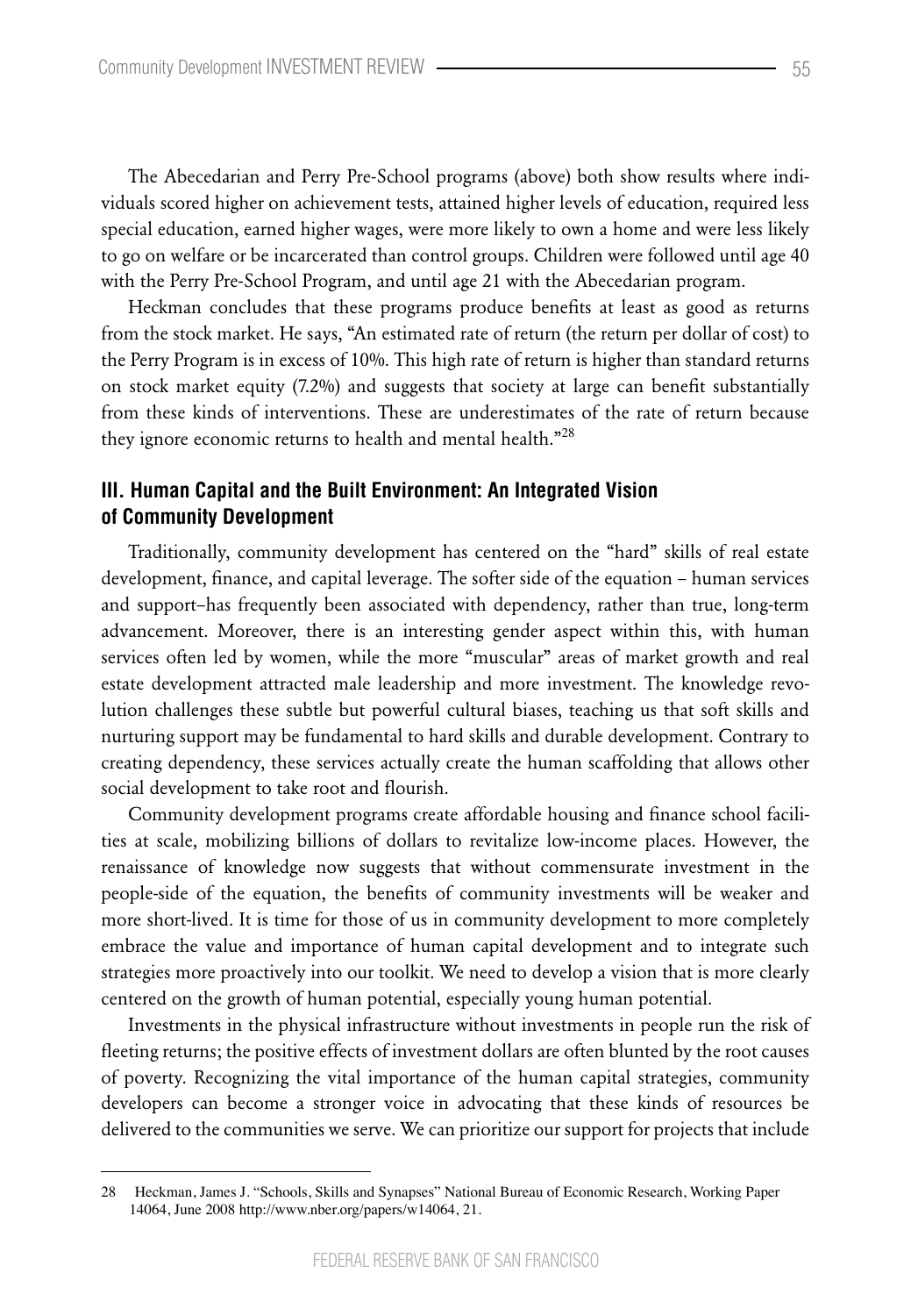The Abecedarian and Perry Pre-School programs (above) both show results where individuals scored higher on achievement tests, attained higher levels of education, required less special education, earned higher wages, were more likely to own a home and were less likely to go on welfare or be incarcerated than control groups. Children were followed until age 40 with the Perry Pre-School Program, and until age 21 with the Abecedarian program.

Heckman concludes that these programs produce benefits at least as good as returns from the stock market. He says, "An estimated rate of return (the return per dollar of cost) to the Perry Program is in excess of 10%. This high rate of return is higher than standard returns on stock market equity (7.2%) and suggests that society at large can benefit substantially from these kinds of interventions. These are underestimates of the rate of return because they ignore economic returns to health and mental health."[28]

## III. Human Capital and the Built Environment: An Integrated Vision of Community Development

Traditionally, community development has centered on the "hard" skills of real estate development, finance, and capital leverage. The softer side of the equation – human services and support–has frequently been associated with dependency, rather than true, long-term advancement. Moreover, there is an interesting gender aspect within this, with human services often led by women, while the more "muscular" areas of market growth and real estate development attracted male leadership and more investment. The knowledge revolution challenges these subtle but powerful cultural biases, teaching us that soft skills and nurturing support may be fundamental to hard skills and durable development. Contrary to creating dependency, these services actually create the human scaffolding that allows other social development to take root and flourish.

Community development programs create affordable housing and finance school facilities at scale, mobilizing billions of dollars to revitalize low-income places. However, the renaissance of knowledge now suggests that without commensurate investment in the people-side of the equation, the benefits of community investments will be weaker and more short-lived. It is time for those of us in community development to more completely embrace the value and importance of human capital development and to integrate such strategies more proactively into our toolkit. We need to develop a vision that is more clearly centered on the growth of human potential, especially young human potential.

Investments in the physical infrastructure without investments in people run the risk of fleeting returns; the positive effects of investment dollars are often blunted by the root causes of poverty. Recognizing the vital importance of the human capital strategies, community developers can become a stronger voice in advocating that these kinds of resources be delivered to the communities we serve. We can prioritize our support for projects that include

---

28 Heckman, James J. "Schools, Skills and Synapses" National Bureau of Economic Research, Working Paper 14064, June 2008 http://www.nber.org/papers/w14064, 21.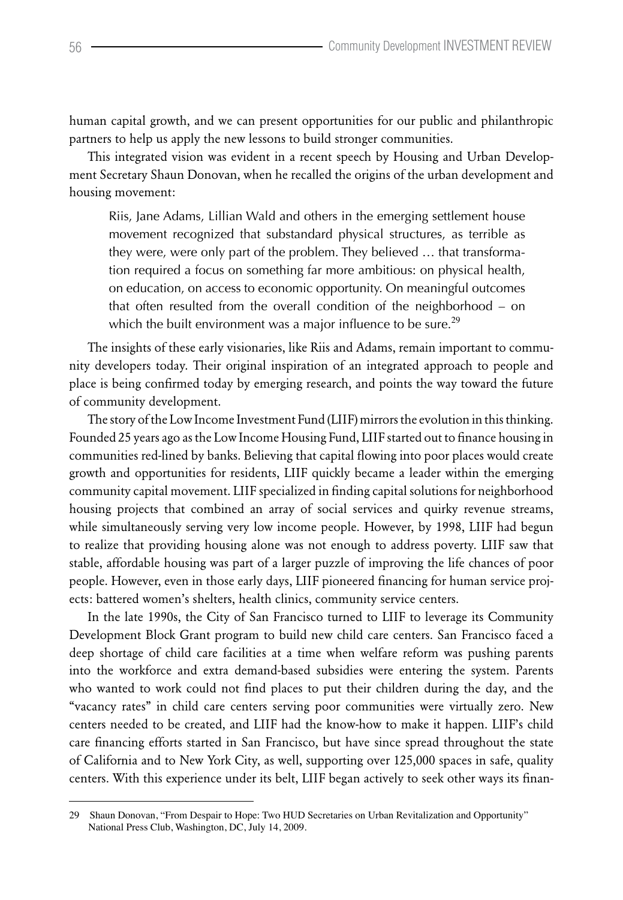human capital growth, and we can present opportunities for our public and philanthropic partners to help us apply the new lessons to build stronger communities.

This integrated vision was evident in a recent speech by Housing and Urban Development Secretary Shaun Donovan, when he recalled the origins of the urban development and housing movement:

> Riis, Jane Adams, Lillian Wald and others in the emerging settlement house movement recognized that substandard physical structures, as terrible as they were, were only part of the problem. They believed … that transformation required a focus on something far more ambitious: on physical health, on education, on access to economic opportunity. On meaningful outcomes that often resulted from the overall condition of the neighborhood – on which the built environment was a major influence to be sure.[29]

The insights of these early visionaries, like Riis and Adams, remain important to community developers today. Their original inspiration of an integrated approach to people and place is being confirmed today by emerging research, and points the way toward the future of community development.

The story of the Low Income Investment Fund (LIIF) mirrors the evolution in this thinking. Founded 25 years ago as the Low Income Housing Fund, LIIF started out to finance housing in communities red-lined by banks. Believing that capital flowing into poor places would create growth and opportunities for residents, LIIF quickly became a leader within the emerging community capital movement. LIIF specialized in finding capital solutions for neighborhood housing projects that combined an array of social services and quirky revenue streams, while simultaneously serving very low income people. However, by 1998, LIIF had begun to realize that providing housing alone was not enough to address poverty. LIIF saw that stable, affordable housing was part of a larger puzzle of improving the life chances of poor people. However, even in those early days, LIIF pioneered financing for human service projects: battered women's shelters, health clinics, community service centers.

In the late 1990s, the City of San Francisco turned to LIIF to leverage its Community Development Block Grant program to build new child care centers. San Francisco faced a deep shortage of child care facilities at a time when welfare reform was pushing parents into the workforce and extra demand-based subsidies were entering the system. Parents who wanted to work could not find places to put their children during the day, and the "vacancy rates" in child care centers serving poor communities were virtually zero. New centers needed to be created, and LIIF had the know-how to make it happen. LIIF's child care financing efforts started in San Francisco, but have since spread throughout the state of California and to New York City, as well, supporting over 125,000 spaces in safe, quality centers. With this experience under its belt, LIIF began actively to seek other ways its finan-

---

29 Shaun Donovan, "From Despair to Hope: Two HUD Secretaries on Urban Revitalization and Opportunity" National Press Club, Washington, DC, July 14, 2009.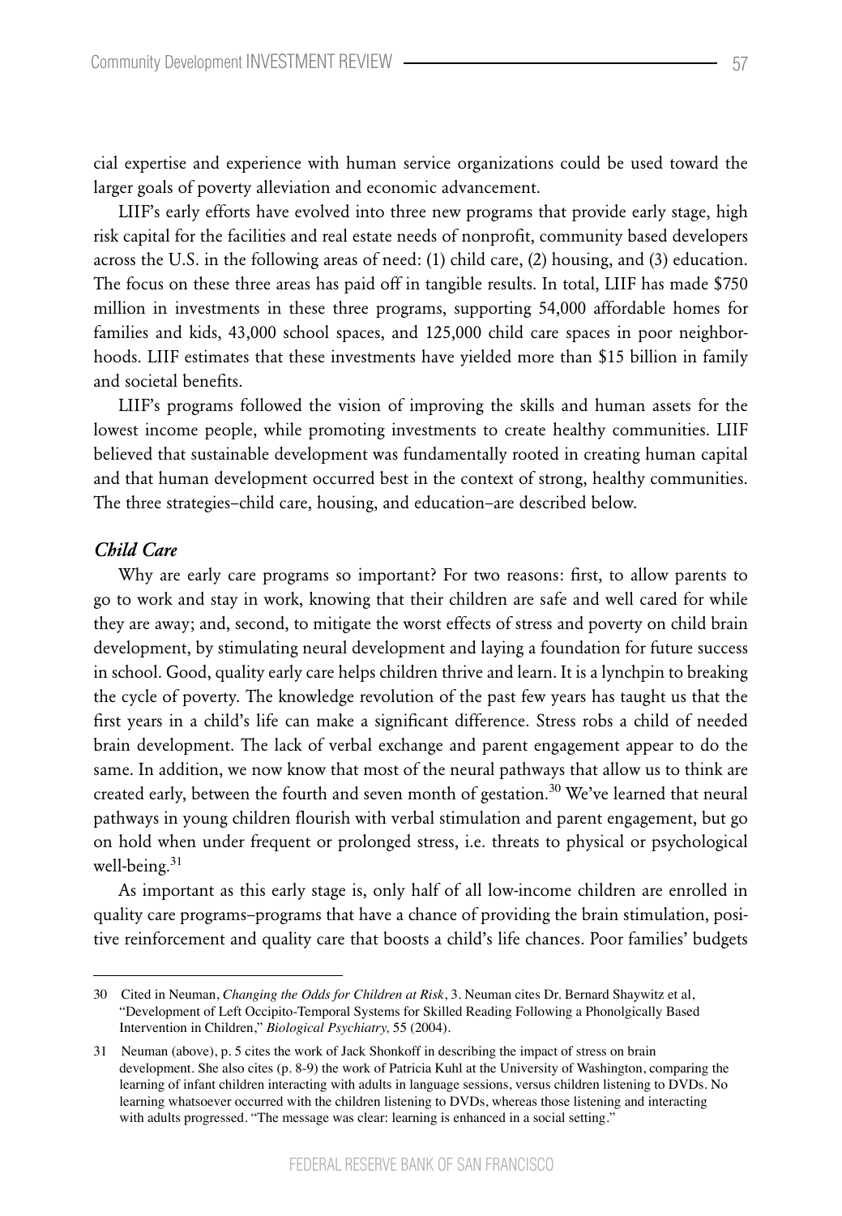cial expertise and experience with human service organizations could be used toward the larger goals of poverty alleviation and economic advancement.

LIIF's early efforts have evolved into three new programs that provide early stage, high risk capital for the facilities and real estate needs of nonprofit, community based developers across the U.S. in the following areas of need: (1) child care, (2) housing, and (3) education. The focus on these three areas has paid off in tangible results. In total, LIIF has made $750 million in investments in these three programs, supporting 54,000 affordable homes for families and kids, 43,000 school spaces, and 125,000 child care spaces in poor neighborhoods. LIIF estimates that these investments have yielded more than $15 billion in family and societal benefits.

LIIF's programs followed the vision of improving the skills and human assets for the lowest income people, while promoting investments to create healthy communities. LIIF believed that sustainable development was fundamentally rooted in creating human capital and that human development occurred best in the context of strong, healthy communities. The three strategies–child care, housing, and education–are described below.

### *Child Care*

Why are early care programs so important? For two reasons: first, to allow parents to go to work and stay in work, knowing that their children are safe and well cared for while they are away; and, second, to mitigate the worst effects of stress and poverty on child brain development, by stimulating neural development and laying a foundation for future success in school. Good, quality early care helps children thrive and learn. It is a lynchpin to breaking the cycle of poverty. The knowledge revolution of the past few years has taught us that the first years in a child's life can make a significant difference. Stress robs a child of needed brain development. The lack of verbal exchange and parent engagement appear to do the same. In addition, we now know that most of the neural pathways that allow us to think are created early, between the fourth and seven month of gestation.[30] We've learned that neural pathways in young children flourish with verbal stimulation and parent engagement, but go on hold when under frequent or prolonged stress, i.e. threats to physical or psychological well-being.[31]

As important as this early stage is, only half of all low-income children are enrolled in quality care programs–programs that have a chance of providing the brain stimulation, positive reinforcement and quality care that boosts a child's life chances. Poor families' budgets

---

30 Cited in Neuman, *Changing the Odds for Children at Risk*, 3. Neuman cites Dr. Bernard Shaywitz et al, "Development of Left Occipito-Temporal Systems for Skilled Reading Following a Phonolgically Based Intervention in Children," *Biological Psychiatry,* 55 (2004).

31 Neuman (above), p. 5 cites the work of Jack Shonkoff in describing the impact of stress on brain development. She also cites (p. 8-9) the work of Patricia Kuhl at the University of Washington, comparing the learning of infant children interacting with adults in language sessions, versus children listening to DVDs. No learning whatsoever occurred with the children listening to DVDs, whereas those listening and interacting with adults progressed. "The message was clear: learning is enhanced in a social setting."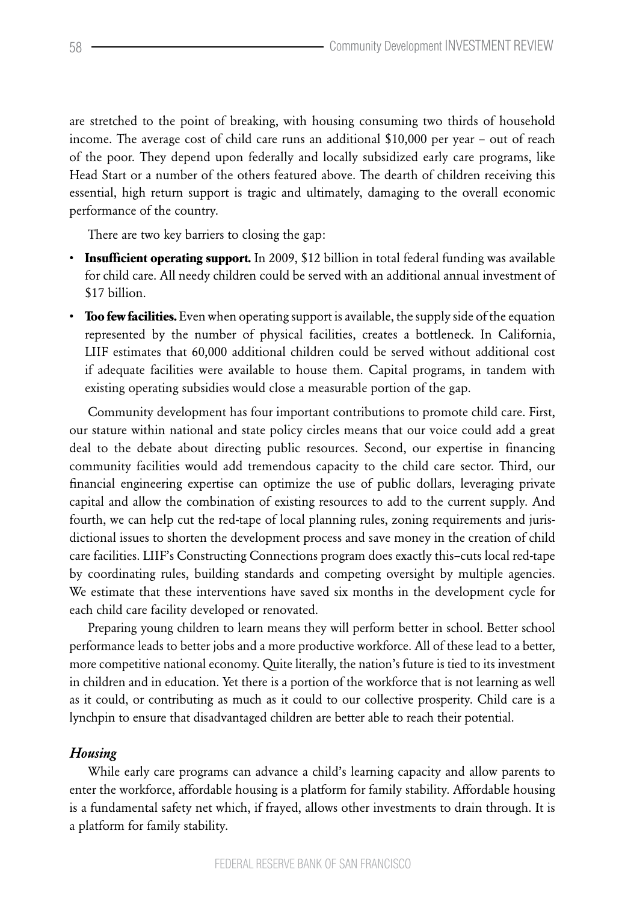are stretched to the point of breaking, with housing consuming two thirds of household income. The average cost of child care runs an additional $10,000 per year – out of reach of the poor. They depend upon federally and locally subsidized early care programs, like Head Start or a number of the others featured above. The dearth of children receiving this essential, high return support is tragic and ultimately, damaging to the overall economic performance of the country.

There are two key barriers to closing the gap:

- **Insufficient operating support.** In 2009, $12 billion in total federal funding was available for child care. All needy children could be served with an additional annual investment of $17 billion.
- **Too few facilities.** Even when operating support is available, the supply side of the equation represented by the number of physical facilities, creates a bottleneck. In California, LIIF estimates that 60,000 additional children could be served without additional cost if adequate facilities were available to house them. Capital programs, in tandem with existing operating subsidies would close a measurable portion of the gap.

Community development has four important contributions to promote child care. First, our stature within national and state policy circles means that our voice could add a great deal to the debate about directing public resources. Second, our expertise in financing community facilities would add tremendous capacity to the child care sector. Third, our financial engineering expertise can optimize the use of public dollars, leveraging private capital and allow the combination of existing resources to add to the current supply. And fourth, we can help cut the red-tape of local planning rules, zoning requirements and jurisdictional issues to shorten the development process and save money in the creation of child care facilities. LIIF's Constructing Connections program does exactly this–cuts local red-tape by coordinating rules, building standards and competing oversight by multiple agencies. We estimate that these interventions have saved six months in the development cycle for each child care facility developed or renovated.

Preparing young children to learn means they will perform better in school. Better school performance leads to better jobs and a more productive workforce. All of these lead to a better, more competitive national economy. Quite literally, the nation's future is tied to its investment in children and in education. Yet there is a portion of the workforce that is not learning as well as it could, or contributing as much as it could to our collective prosperity. Child care is a lynchpin to ensure that disadvantaged children are better able to reach their potential.

### *Housing*

While early care programs can advance a child's learning capacity and allow parents to enter the workforce, affordable housing is a platform for family stability. Affordable housing is a fundamental safety net which, if frayed, allows other investments to drain through. It is a platform for family stability.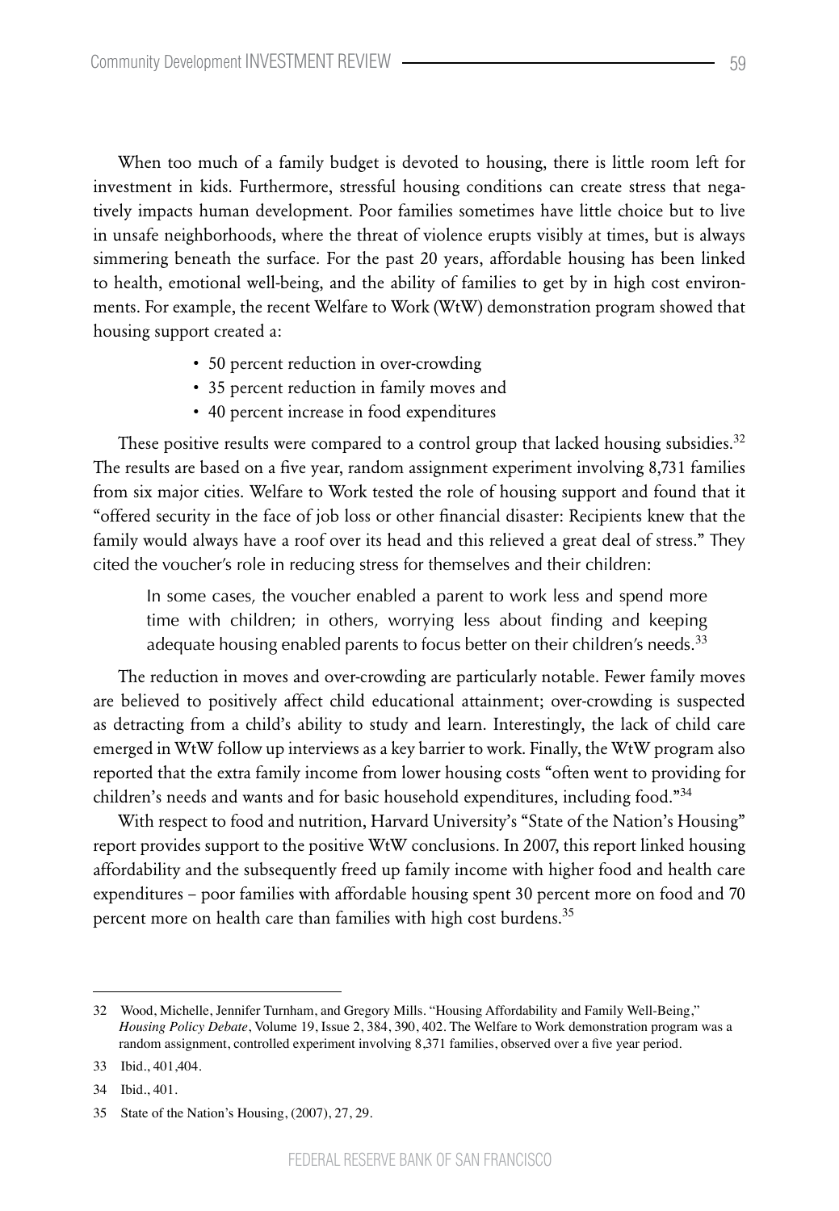When too much of a family budget is devoted to housing, there is little room left for investment in kids. Furthermore, stressful housing conditions can create stress that negatively impacts human development. Poor families sometimes have little choice but to live in unsafe neighborhoods, where the threat of violence erupts visibly at times, but is always simmering beneath the surface. For the past 20 years, affordable housing has been linked to health, emotional well-being, and the ability of families to get by in high cost environments. For example, the recent Welfare to Work (WtW) demonstration program showed that housing support created a:

- 50 percent reduction in over-crowding
- 35 percent reduction in family moves and
- 40 percent increase in food expenditures

These positive results were compared to a control group that lacked housing subsidies.[32] The results are based on a five year, random assignment experiment involving 8,731 families from six major cities. Welfare to Work tested the role of housing support and found that it "offered security in the face of job loss or other financial disaster: Recipients knew that the family would always have a roof over its head and this relieved a great deal of stress." They cited the voucher's role in reducing stress for themselves and their children:

> In some cases, the voucher enabled a parent to work less and spend more time with children; in others, worrying less about finding and keeping adequate housing enabled parents to focus better on their children's needs.[33]

The reduction in moves and over-crowding are particularly notable. Fewer family moves are believed to positively affect child educational attainment; over-crowding is suspected as detracting from a child's ability to study and learn. Interestingly, the lack of child care emerged in WtW follow up interviews as a key barrier to work. Finally, the WtW program also reported that the extra family income from lower housing costs "often went to providing for children's needs and wants and for basic household expenditures, including food."[34]

With respect to food and nutrition, Harvard University's "State of the Nation's Housing" report provides support to the positive WtW conclusions. In 2007, this report linked housing affordability and the subsequently freed up family income with higher food and health care expenditures – poor families with affordable housing spent 30 percent more on food and 70 percent more on health care than families with high cost burdens.[35]

---

32 Wood, Michelle, Jennifer Turnham, and Gregory Mills. "Housing Affordability and Family Well-Being," *Housing Policy Debate*, Volume 19, Issue 2, 384, 390, 402. The Welfare to Work demonstration program was a random assignment, controlled experiment involving 8,371 families, observed over a five year period.

33 Ibid., 401,404.

34 Ibid., 401.

35 State of the Nation's Housing, (2007), 27, 29.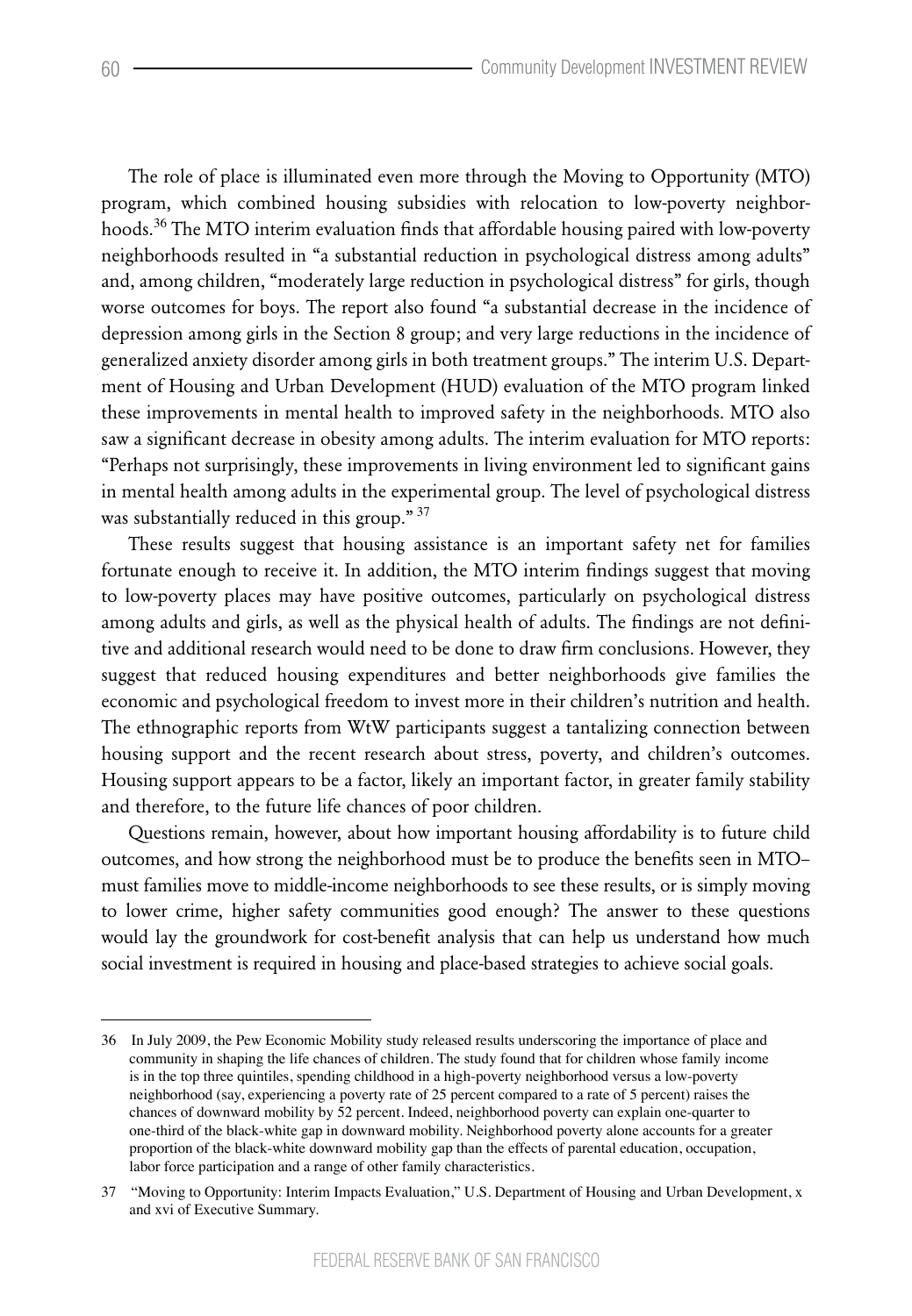The role of place is illuminated even more through the Moving to Opportunity (MTO) program, which combined housing subsidies with relocation to low-poverty neighborhoods.[36] The MTO interim evaluation finds that affordable housing paired with low-poverty neighborhoods resulted in "a substantial reduction in psychological distress among adults" and, among children, "moderately large reduction in psychological distress" for girls, though worse outcomes for boys. The report also found "a substantial decrease in the incidence of depression among girls in the Section 8 group; and very large reductions in the incidence of generalized anxiety disorder among girls in both treatment groups." The interim U.S. Department of Housing and Urban Development (HUD) evaluation of the MTO program linked these improvements in mental health to improved safety in the neighborhoods. MTO also saw a significant decrease in obesity among adults. The interim evaluation for MTO reports: "Perhaps not surprisingly, these improvements in living environment led to significant gains in mental health among adults in the experimental group. The level of psychological distress was substantially reduced in this group."[37]

These results suggest that housing assistance is an important safety net for families fortunate enough to receive it. In addition, the MTO interim findings suggest that moving to low-poverty places may have positive outcomes, particularly on psychological distress among adults and girls, as well as the physical health of adults. The findings are not definitive and additional research would need to be done to draw firm conclusions. However, they suggest that reduced housing expenditures and better neighborhoods give families the economic and psychological freedom to invest more in their children's nutrition and health. The ethnographic reports from WtW participants suggest a tantalizing connection between housing support and the recent research about stress, poverty, and children's outcomes. Housing support appears to be a factor, likely an important factor, in greater family stability and therefore, to the future life chances of poor children.

Questions remain, however, about how important housing affordability is to future child outcomes, and how strong the neighborhood must be to produce the benefits seen in MTO– must families move to middle-income neighborhoods to see these results, or is simply moving to lower crime, higher safety communities good enough? The answer to these questions would lay the groundwork for cost-benefit analysis that can help us understand how much social investment is required in housing and place-based strategies to achieve social goals.

---

36 In July 2009, the Pew Economic Mobility study released results underscoring the importance of place and community in shaping the life chances of children. The study found that for children whose family income is in the top three quintiles, spending childhood in a high-poverty neighborhood versus a low-poverty neighborhood (say, experiencing a poverty rate of 25 percent compared to a rate of 5 percent) raises the chances of downward mobility by 52 percent. Indeed, neighborhood poverty can explain one-quarter to one-third of the black-white gap in downward mobility. Neighborhood poverty alone accounts for a greater proportion of the black-white downward mobility gap than the effects of parental education, occupation, labor force participation and a range of other family characteristics.

37 "Moving to Opportunity: Interim Impacts Evaluation," U.S. Department of Housing and Urban Development, x and xvi of Executive Summary.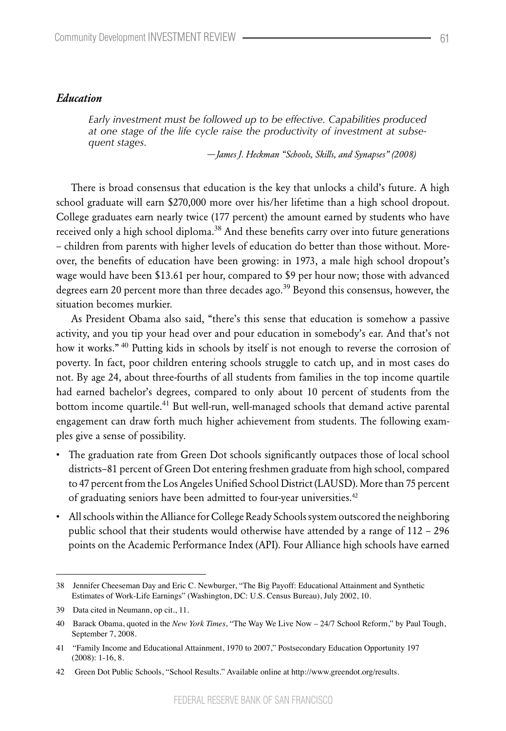### *Education*

> *Early investment must be followed up to be effective. Capabilities produced at one stage of the life cycle raise the productivity of investment at subsequent stages.*
>
> —*James J. Heckman "Schools, Skills, and Synapses" (2008)*

There is broad consensus that education is the key that unlocks a child's future. A high school graduate will earn $270,000 more over his/her lifetime than a high school dropout. College graduates earn nearly twice (177 percent) the amount earned by students who have received only a high school diploma.[38] And these benefits carry over into future generations – children from parents with higher levels of education do better than those without. Moreover, the benefits of education have been growing: in 1973, a male high school dropout's wage would have been $13.61 per hour, compared to $9 per hour now; those with advanced degrees earn 20 percent more than three decades ago.[39] Beyond this consensus, however, the situation becomes murkier.

As President Obama also said, "there's this sense that education is somehow a passive activity, and you tip your head over and pour education in somebody's ear. And that's not how it works." [40] Putting kids in schools by itself is not enough to reverse the corrosion of poverty. In fact, poor children entering schools struggle to catch up, and in most cases do not. By age 24, about three-fourths of all students from families in the top income quartile had earned bachelor's degrees, compared to only about 10 percent of students from the bottom income quartile.[41] But well-run, well-managed schools that demand active parental engagement can draw forth much higher achievement from students. The following examples give a sense of possibility.

- The graduation rate from Green Dot schools significantly outpaces those of local school districts–81 percent of Green Dot entering freshmen graduate from high school, compared to 47 percent from the Los Angeles Unified School District (LAUSD). More than 75 percent of graduating seniors have been admitted to four-year universities.[42]
- All schools within the Alliance for College Ready Schools system outscored the neighboring public school that their students would otherwise have attended by a range of 112 – 296 points on the Academic Performance Index (API). Four Alliance high schools have earned

---

38 Jennifer Cheeseman Day and Eric C. Newburger, "The Big Payoff: Educational Attainment and Synthetic Estimates of Work-Life Earnings" (Washington, DC: U.S. Census Bureau), July 2002, 10.

39 Data cited in Neumann, op cit., 11.

40 Barack Obama, quoted in the *New York Times*, "The Way We Live Now – 24/7 School Reform," by Paul Tough, September 7, 2008.

41 "Family Income and Educational Attainment, 1970 to 2007," Postsecondary Education Opportunity 197 (2008): 1-16, 8.

42 Green Dot Public Schools, "School Results." Available online at http://www.greendot.org/results.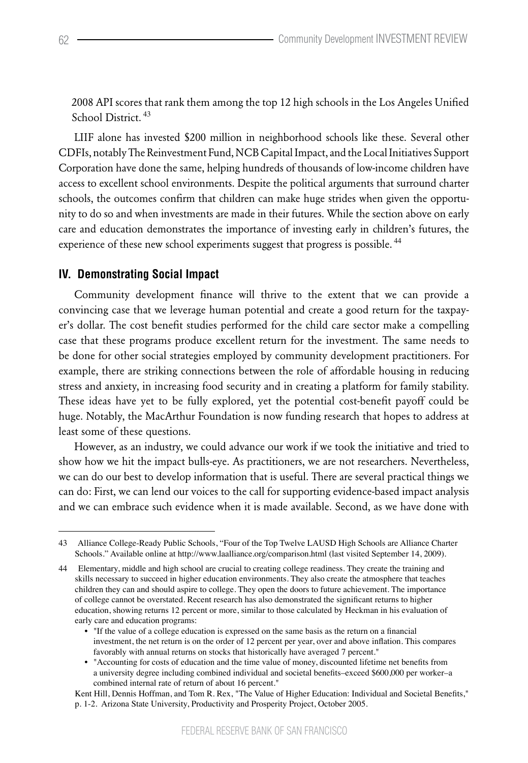2008 API scores that rank them among the top 12 high schools in the Los Angeles Unified School District.[43]

LIIF alone has invested $200 million in neighborhood schools like these. Several other CDFIs, notably The Reinvestment Fund, NCB Capital Impact, and the Local Initiatives Support Corporation have done the same, helping hundreds of thousands of low-income children have access to excellent school environments. Despite the political arguments that surround charter schools, the outcomes confirm that children can make huge strides when given the opportunity to do so and when investments are made in their futures. While the section above on early care and education demonstrates the importance of investing early in children's futures, the experience of these new school experiments suggest that progress is possible.[44]

## IV. Demonstrating Social Impact

Community development finance will thrive to the extent that we can provide a convincing case that we leverage human potential and create a good return for the taxpayer's dollar. The cost benefit studies performed for the child care sector make a compelling case that these programs produce excellent return for the investment. The same needs to be done for other social strategies employed by community development practitioners. For example, there are striking connections between the role of affordable housing in reducing stress and anxiety, in increasing food security and in creating a platform for family stability. These ideas have yet to be fully explored, yet the potential cost-benefit payoff could be huge. Notably, the MacArthur Foundation is now funding research that hopes to address at least some of these questions.

However, as an industry, we could advance our work if we took the initiative and tried to show how we hit the impact bulls-eye. As practitioners, we are not researchers. Nevertheless, we can do our best to develop information that is useful. There are several practical things we can do: First, we can lend our voices to the call for supporting evidence-based impact analysis and we can embrace such evidence when it is made available. Second, as we have done with

---

43 Alliance College-Ready Public Schools, "Four of the Top Twelve LAUSD High Schools are Alliance Charter Schools." Available online at http://www.laalliance.org/comparison.html (last visited September 14, 2009).

44 Elementary, middle and high school are crucial to creating college readiness. They create the training and skills necessary to succeed in higher education environments. They also create the atmosphere that teaches children they can and should aspire to college. They open the doors to future achievement. The importance of college cannot be overstated. Recent research has also demonstrated the significant returns to higher education, showing returns 12 percent or more, similar to those calculated by Heckman in his evaluation of early care and education programs:

- "If the value of a college education is expressed on the same basis as the return on a financial investment, the net return is on the order of 12 percent per year, over and above inflation. This compares favorably with annual returns on stocks that historically have averaged 7 percent."
- "Accounting for costs of education and the time value of money, discounted lifetime net benefits from a university degree including combined individual and societal benefits–exceed $600,000 per worker–a combined internal rate of return of about 16 percent."

Kent Hill, Dennis Hoffman, and Tom R. Rex, "The Value of Higher Education: Individual and Societal Benefits," p. 1-2. Arizona State University, Productivity and Prosperity Project, October 2005.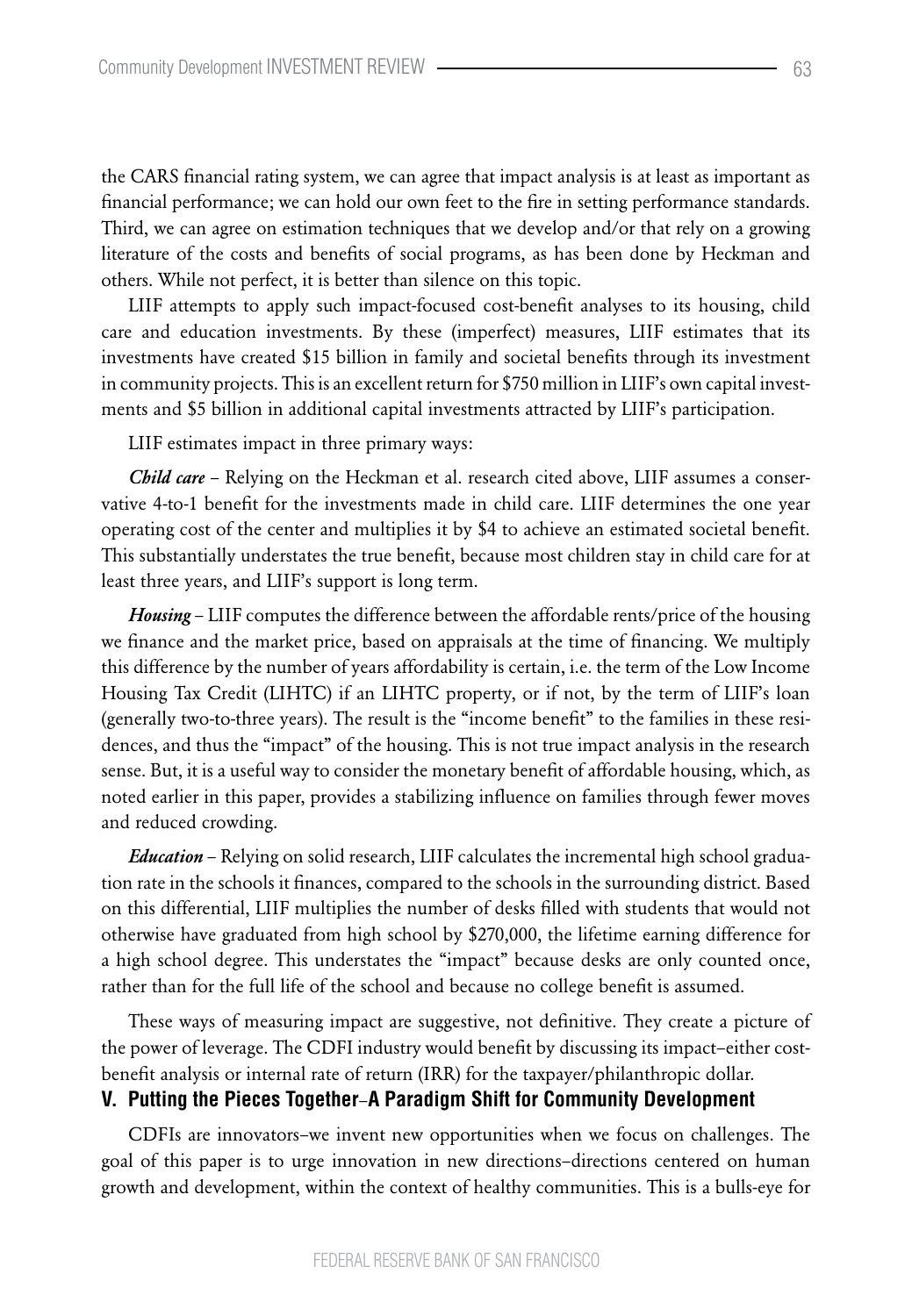the CARS financial rating system, we can agree that impact analysis is at least as important as financial performance; we can hold our own feet to the fire in setting performance standards. Third, we can agree on estimation techniques that we develop and/or that rely on a growing literature of the costs and benefits of social programs, as has been done by Heckman and others. While not perfect, it is better than silence on this topic.

LIIF attempts to apply such impact-focused cost-benefit analyses to its housing, child care and education investments. By these (imperfect) measures, LIIF estimates that its investments have created $15 billion in family and societal benefits through its investment in community projects. This is an excellent return for $750 million in LIIF's own capital investments and $5 billion in additional capital investments attracted by LIIF's participation.

LIIF estimates impact in three primary ways:

***Child care*** – Relying on the Heckman et al. research cited above, LIIF assumes a conservative 4-to-1 benefit for the investments made in child care. LIIF determines the one year operating cost of the center and multiplies it by $4 to achieve an estimated societal benefit. This substantially understates the true benefit, because most children stay in child care for at least three years, and LIIF's support is long term.

***Housing*** – LIIF computes the difference between the affordable rents/price of the housing we finance and the market price, based on appraisals at the time of financing. We multiply this difference by the number of years affordability is certain, i.e. the term of the Low Income Housing Tax Credit (LIHTC) if an LIHTC property, or if not, by the term of LIIF's loan (generally two-to-three years). The result is the "income benefit" to the families in these residences, and thus the "impact" of the housing. This is not true impact analysis in the research sense. But, it is a useful way to consider the monetary benefit of affordable housing, which, as noted earlier in this paper, provides a stabilizing influence on families through fewer moves and reduced crowding.

***Education*** – Relying on solid research, LIIF calculates the incremental high school graduation rate in the schools it finances, compared to the schools in the surrounding district. Based on this differential, LIIF multiplies the number of desks filled with students that would not otherwise have graduated from high school by $270,000, the lifetime earning difference for a high school degree. This understates the "impact" because desks are only counted once, rather than for the full life of the school and because no college benefit is assumed.

These ways of measuring impact are suggestive, not definitive. They create a picture of the power of leverage. The CDFI industry would benefit by discussing its impact–either cost-benefit analysis or internal rate of return (IRR) for the taxpayer/philanthropic dollar.

## V. Putting the Pieces Together–A Paradigm Shift for Community Development

CDFIs are innovators–we invent new opportunities when we focus on challenges. The goal of this paper is to urge innovation in new directions–directions centered on human growth and development, within the context of healthy communities. This is a bulls-eye for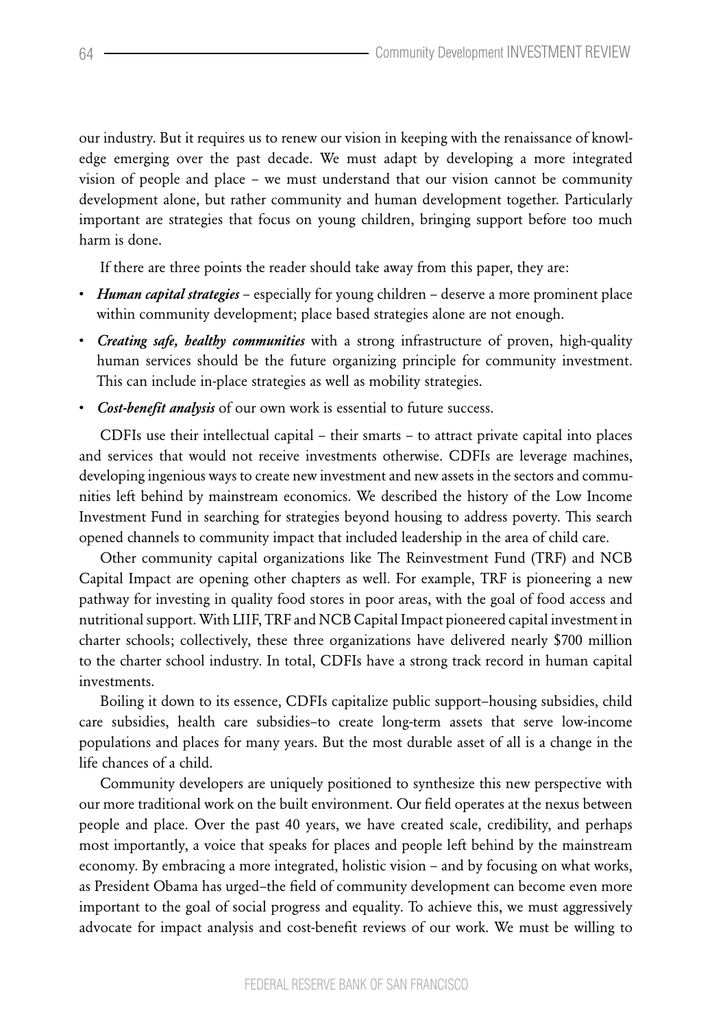our industry. But it requires us to renew our vision in keeping with the renaissance of knowledge emerging over the past decade. We must adapt by developing a more integrated vision of people and place – we must understand that our vision cannot be community development alone, but rather community and human development together. Particularly important are strategies that focus on young children, bringing support before too much harm is done.

If there are three points the reader should take away from this paper, they are:

- ***Human capital strategies*** – especially for young children – deserve a more prominent place within community development; place based strategies alone are not enough.
- ***Creating safe, healthy communities*** with a strong infrastructure of proven, high-quality human services should be the future organizing principle for community investment. This can include in-place strategies as well as mobility strategies.
- ***Cost-benefit analysis*** of our own work is essential to future success.

CDFIs use their intellectual capital – their smarts – to attract private capital into places and services that would not receive investments otherwise. CDFIs are leverage machines, developing ingenious ways to create new investment and new assets in the sectors and communities left behind by mainstream economics. We described the history of the Low Income Investment Fund in searching for strategies beyond housing to address poverty. This search opened channels to community impact that included leadership in the area of child care.

Other community capital organizations like The Reinvestment Fund (TRF) and NCB Capital Impact are opening other chapters as well. For example, TRF is pioneering a new pathway for investing in quality food stores in poor areas, with the goal of food access and nutritional support. With LIIF, TRF and NCB Capital Impact pioneered capital investment in charter schools; collectively, these three organizations have delivered nearly $700 million to the charter school industry. In total, CDFIs have a strong track record in human capital investments.

Boiling it down to its essence, CDFIs capitalize public support–housing subsidies, child care subsidies, health care subsidies–to create long-term assets that serve low-income populations and places for many years. But the most durable asset of all is a change in the life chances of a child.

Community developers are uniquely positioned to synthesize this new perspective with our more traditional work on the built environment. Our field operates at the nexus between people and place. Over the past 40 years, we have created scale, credibility, and perhaps most importantly, a voice that speaks for places and people left behind by the mainstream economy. By embracing a more integrated, holistic vision – and by focusing on what works, as President Obama has urged–the field of community development can become even more important to the goal of social progress and equality. To achieve this, we must aggressively advocate for impact analysis and cost-benefit reviews of our work. We must be willing to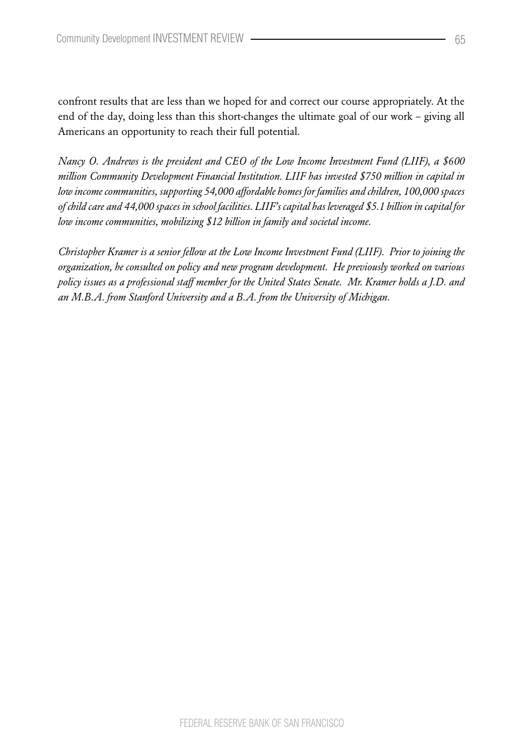confront results that are less than we hoped for and correct our course appropriately. At the end of the day, doing less than this short-changes the ultimate goal of our work – giving all Americans an opportunity to reach their full potential.

*Nancy O. Andrews is the president and CEO of the Low Income Investment Fund (LIIF), a $600 million Community Development Financial Institution. LIIF has invested $750 million in capital in low income communities, supporting 54,000 affordable homes for families and children, 100,000 spaces of child care and 44,000 spaces in school facilities. LIIF's capital has leveraged $5.1 billion in capital for low income communities, mobilizing $12 billion in family and societal income.*

*Christopher Kramer is a senior fellow at the Low Income Investment Fund (LIIF). Prior to joining the organization, he consulted on policy and new program development. He previously worked on various policy issues as a professional staff member for the United States Senate. Mr. Kramer holds a J.D. and an M.B.A. from Stanford University and a B.A. from the University of Michigan.*